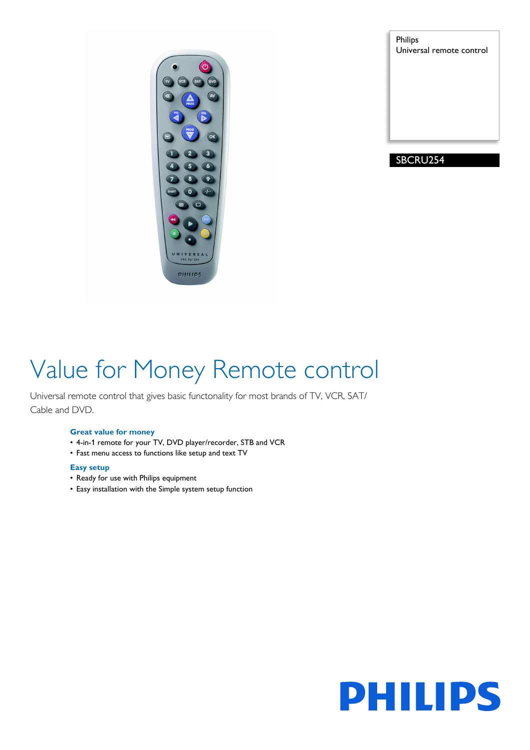Philips
Universal remote control

SBCRU254

# Value for Money Remote control

Universal remote control that gives basic functonality for most brands of TV, VCR, SAT/ Cable and DVD.

### Great value for money

- 4-in-1 remote for your TV, DVD player/recorder, STB and VCR
- Fast menu access to functions like setup and text TV

### Easy setup

- Ready for use with Philips equipment
- Easy installation with the Simple system setup function

PHILIPS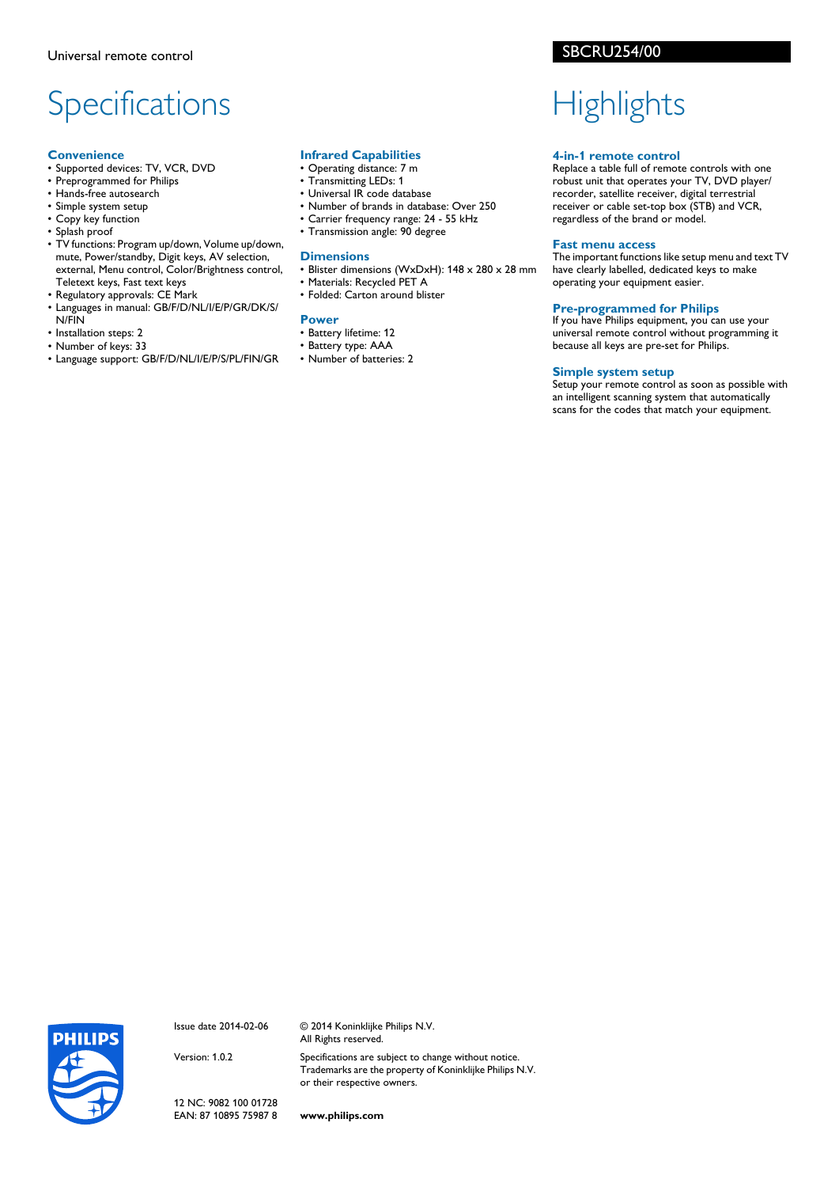Universal remote control

SBCRU254/00

# Specifications

### Convenience

- Supported devices: TV, VCR, DVD
- Preprogrammed for Philips
- Hands-free autosearch
- Simple system setup
- Copy key function
- Splash proof
- TV functions: Program up/down, Volume up/down, mute, Power/standby, Digit keys, AV selection, external, Menu control, Color/Brightness control, Teletext keys, Fast text keys
- Regulatory approvals: CE Mark
- Languages in manual: GB/F/D/NL/I/E/P/GR/DK/S/N/FIN
- Installation steps: 2
- Number of keys: 33
- Language support: GB/F/D/NL/I/E/P/S/PL/FIN/GR

### Infrared Capabilities

- Operating distance: 7 m
- Transmitting LEDs: 1
- Universal IR code database
- Number of brands in database: Over 250
- Carrier frequency range: 24 - 55 kHz
- Transmission angle: 90 degree

### Dimensions

- Blister dimensions (WxDxH): 148 x 280 x 28 mm
- Materials: Recycled PET A
- Folded: Carton around blister

### Power

- Battery lifetime: 12
- Battery type: AAA
- Number of batteries: 2

# Highlights

### 4-in-1 remote control

Replace a table full of remote controls with one robust unit that operates your TV, DVD player/recorder, satellite receiver, digital terrestrial receiver or cable set-top box (STB) and VCR, regardless of the brand or model.

### Fast menu access

The important functions like setup menu and text TV have clearly labelled, dedicated keys to make operating your equipment easier.

### Pre-programmed for Philips

If you have Philips equipment, you can use your universal remote control without programming it because all keys are pre-set for Philips.

### Simple system setup

Setup your remote control as soon as possible with an intelligent scanning system that automatically scans for the codes that match your equipment.

Issue date 2014-02-06

Version: 1.0.2

12 NC: 9082 100 01728
EAN: 87 10895 75987 8

© 2014 Koninklijke Philips N.V.
All Rights reserved.

Specifications are subject to change without notice. Trademarks are the property of Koninklijke Philips N.V. or their respective owners.

**www.philips.com**